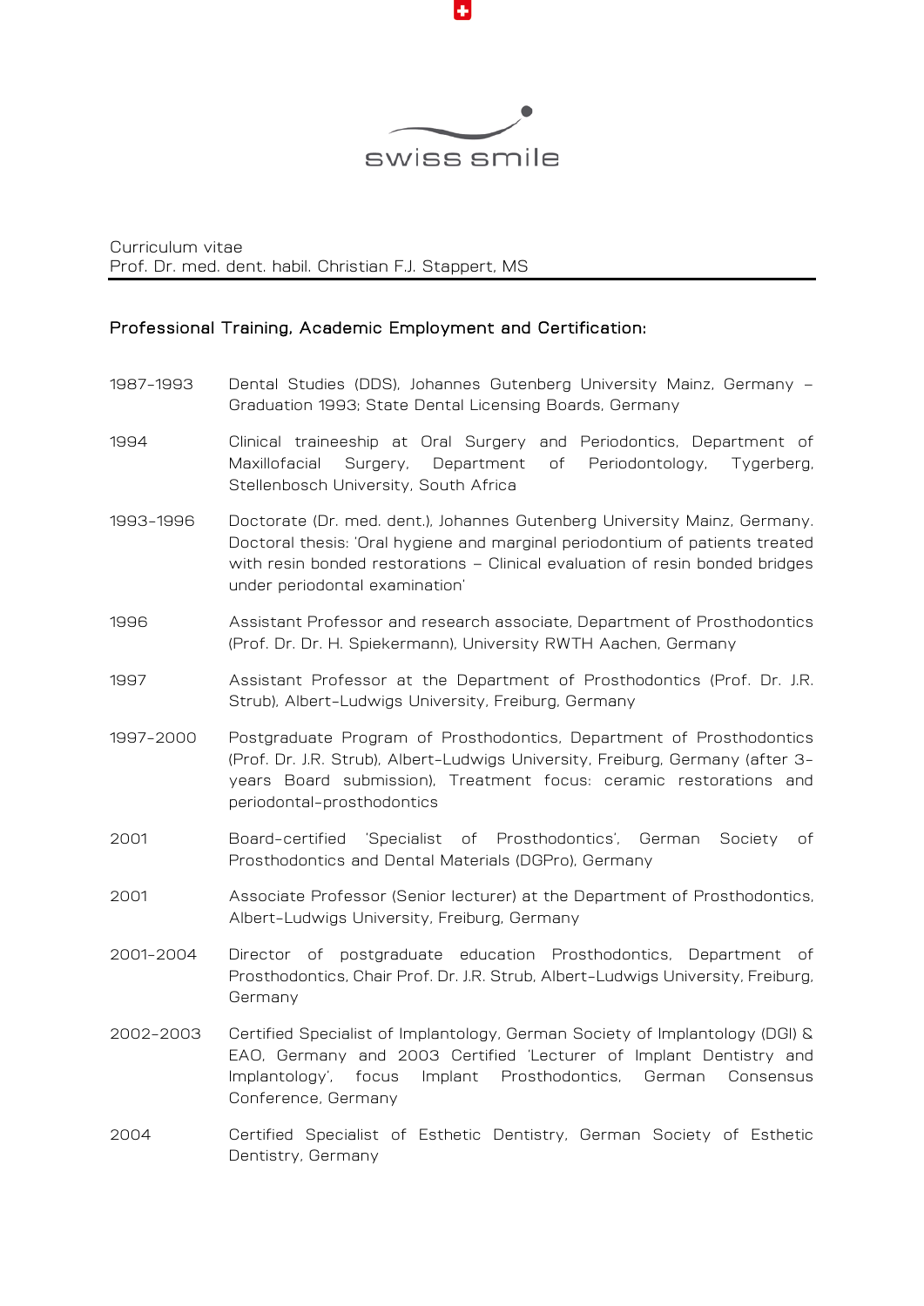swiss smile

Curriculum vitae
Prof. Dr. med. dent. habil. Christian F.J. Stappert, MS

## Professional Training, Academic Employment and Certification:

| | |
|---|---|
| 1987-1993 | Dental Studies (DDS), Johannes Gutenberg University Mainz, Germany – Graduation 1993; State Dental Licensing Boards, Germany |
| 1994 | Clinical traineeship at Oral Surgery and Periodontics, Department of Maxillofacial Surgery, Department of Periodontology, Tygerberg, Stellenbosch University, South Africa |
| 1993-1996 | Doctorate (Dr. med. dent.), Johannes Gutenberg University Mainz, Germany. Doctoral thesis: 'Oral hygiene and marginal periodontium of patients treated with resin bonded restorations – Clinical evaluation of resin bonded bridges under periodontal examination' |
| 1996 | Assistant Professor and research associate, Department of Prosthodontics (Prof. Dr. Dr. H. Spiekermann), University RWTH Aachen, Germany |
| 1997 | Assistant Professor at the Department of Prosthodontics (Prof. Dr. J.R. Strub), Albert-Ludwigs University, Freiburg, Germany |
| 1997-2000 | Postgraduate Program of Prosthodontics, Department of Prosthodontics (Prof. Dr. J.R. Strub), Albert-Ludwigs University, Freiburg, Germany (after 3-years Board submission), Treatment focus: ceramic restorations and periodontal-prosthodontics |
| 2001 | Board-certified 'Specialist of Prosthodontics', German Society of Prosthodontics and Dental Materials (DGPro), Germany |
| 2001 | Associate Professor (Senior lecturer) at the Department of Prosthodontics, Albert-Ludwigs University, Freiburg, Germany |
| 2001-2004 | Director of postgraduate education Prosthodontics, Department of Prosthodontics, Chair Prof. Dr. J.R. Strub, Albert-Ludwigs University, Freiburg, Germany |
| 2002-2003 | Certified Specialist of Implantology, German Society of Implantology (DGI) & EAO, Germany and 2003 Certified 'Lecturer of Implant Dentistry and Implantology', focus Implant Prosthodontics, German Consensus Conference, Germany |
| 2004 | Certified Specialist of Esthetic Dentistry, German Society of Esthetic Dentistry, Germany |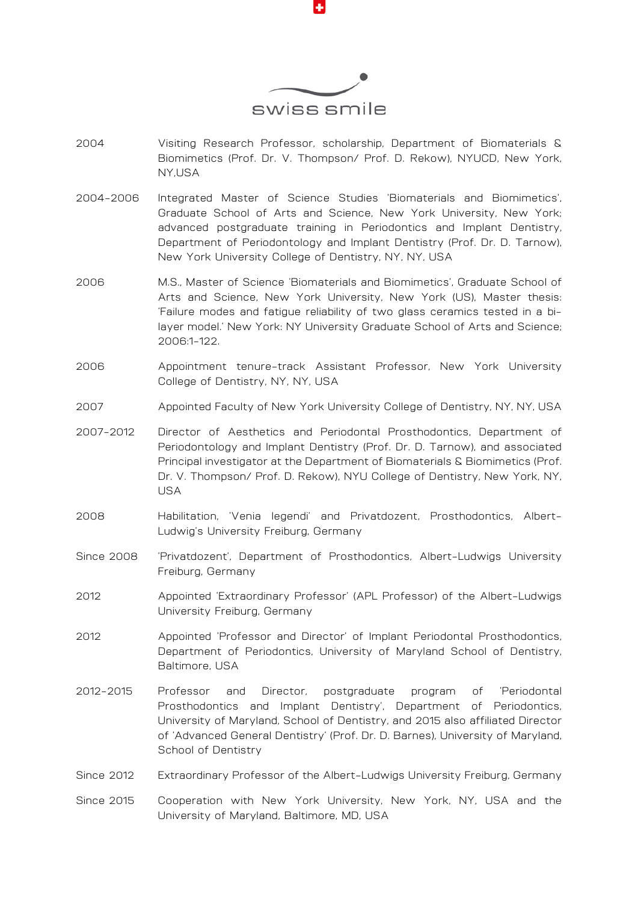| | |
|---|---|
| 2004 | Visiting Research Professor, scholarship, Department of Biomaterials & Biomimetics (Prof. Dr. V. Thompson/ Prof. D. Rekow), NYUCD, New York, NY,USA |
| 2004-2006 | Integrated Master of Science Studies 'Biomaterials and Biomimetics', Graduate School of Arts and Science, New York University, New York; advanced postgraduate training in Periodontics and Implant Dentistry, Department of Periodontology and Implant Dentistry (Prof. Dr. D. Tarnow), New York University College of Dentistry, NY, NY, USA |
| 2006 | M.S., Master of Science 'Biomaterials and Biomimetics', Graduate School of Arts and Science, New York University, New York (US), Master thesis: 'Failure modes and fatigue reliability of two glass ceramics tested in a bi-layer model.' New York: NY University Graduate School of Arts and Science; 2006:1-122. |
| 2006 | Appointment tenure-track Assistant Professor, New York University College of Dentistry, NY, NY, USA |
| 2007 | Appointed Faculty of New York University College of Dentistry, NY, NY, USA |
| 2007-2012 | Director of Aesthetics and Periodontal Prosthodontics, Department of Periodontology and Implant Dentistry (Prof. Dr. D. Tarnow), and associated Principal investigator at the Department of Biomaterials & Biomimetics (Prof. Dr. V. Thompson/ Prof. D. Rekow), NYU College of Dentistry, New York, NY, USA |
| 2008 | Habilitation, 'Venia legendi' and Privatdozent, Prosthodontics, Albert-Ludwig's University Freiburg, Germany |
| Since 2008 | 'Privatdozent', Department of Prosthodontics, Albert-Ludwigs University Freiburg, Germany |
| 2012 | Appointed 'Extraordinary Professor' (APL Professor) of the Albert-Ludwigs University Freiburg, Germany |
| 2012 | Appointed 'Professor and Director' of Implant Periodontal Prosthodontics, Department of Periodontics, University of Maryland School of Dentistry, Baltimore, USA |
| 2012-2015 | Professor and Director, postgraduate program of 'Periodontal Prosthodontics and Implant Dentistry', Department of Periodontics, University of Maryland, School of Dentistry, and 2015 also affiliated Director of 'Advanced General Dentistry' (Prof. Dr. D. Barnes), University of Maryland, School of Dentistry |
| Since 2012 | Extraordinary Professor of the Albert-Ludwigs University Freiburg, Germany |
| Since 2015 | Cooperation with New York University, New York, NY, USA and the University of Maryland, Baltimore, MD, USA |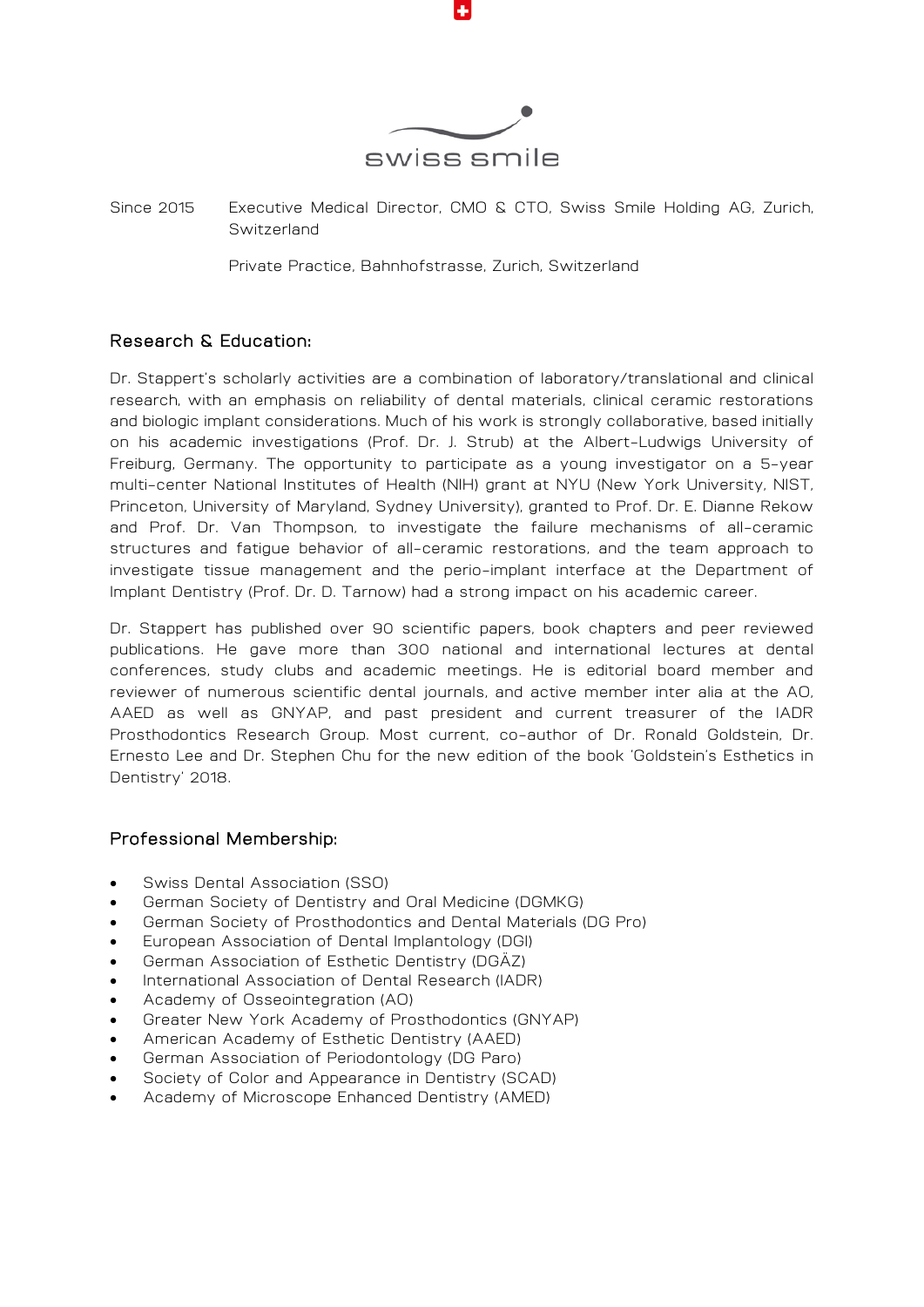Since 2015 Executive Medical Director, CMO & CTO, Swiss Smile Holding AG, Zurich, Switzerland

Private Practice, Bahnhofstrasse, Zurich, Switzerland

## Research & Education:

Dr. Stappert's scholarly activities are a combination of laboratory/translational and clinical research, with an emphasis on reliability of dental materials, clinical ceramic restorations and biologic implant considerations. Much of his work is strongly collaborative, based initially on his academic investigations (Prof. Dr. J. Strub) at the Albert-Ludwigs University of Freiburg, Germany. The opportunity to participate as a young investigator on a 5-year multi-center National Institutes of Health (NIH) grant at NYU (New York University, NIST, Princeton, University of Maryland, Sydney University), granted to Prof. Dr. E. Dianne Rekow and Prof. Dr. Van Thompson, to investigate the failure mechanisms of all-ceramic structures and fatigue behavior of all-ceramic restorations, and the team approach to investigate tissue management and the perio-implant interface at the Department of Implant Dentistry (Prof. Dr. D. Tarnow) had a strong impact on his academic career.

Dr. Stappert has published over 90 scientific papers, book chapters and peer reviewed publications. He gave more than 300 national and international lectures at dental conferences, study clubs and academic meetings. He is editorial board member and reviewer of numerous scientific dental journals, and active member inter alia at the AO, AAED as well as GNYAP, and past president and current treasurer of the IADR Prosthodontics Research Group. Most current, co-author of Dr. Ronald Goldstein, Dr. Ernesto Lee and Dr. Stephen Chu for the new edition of the book 'Goldstein's Esthetics in Dentistry' 2018.

## Professional Membership:

- Swiss Dental Association (SSO)
- German Society of Dentistry and Oral Medicine (DGMKG)
- German Society of Prosthodontics and Dental Materials (DG Pro)
- European Association of Dental Implantology (DGI)
- German Association of Esthetic Dentistry (DGÄZ)
- International Association of Dental Research (IADR)
- Academy of Osseointegration (AO)
- Greater New York Academy of Prosthodontics (GNYAP)
- American Academy of Esthetic Dentistry (AAED)
- German Association of Periodontology (DG Paro)
- Society of Color and Appearance in Dentistry (SCAD)
- Academy of Microscope Enhanced Dentistry (AMED)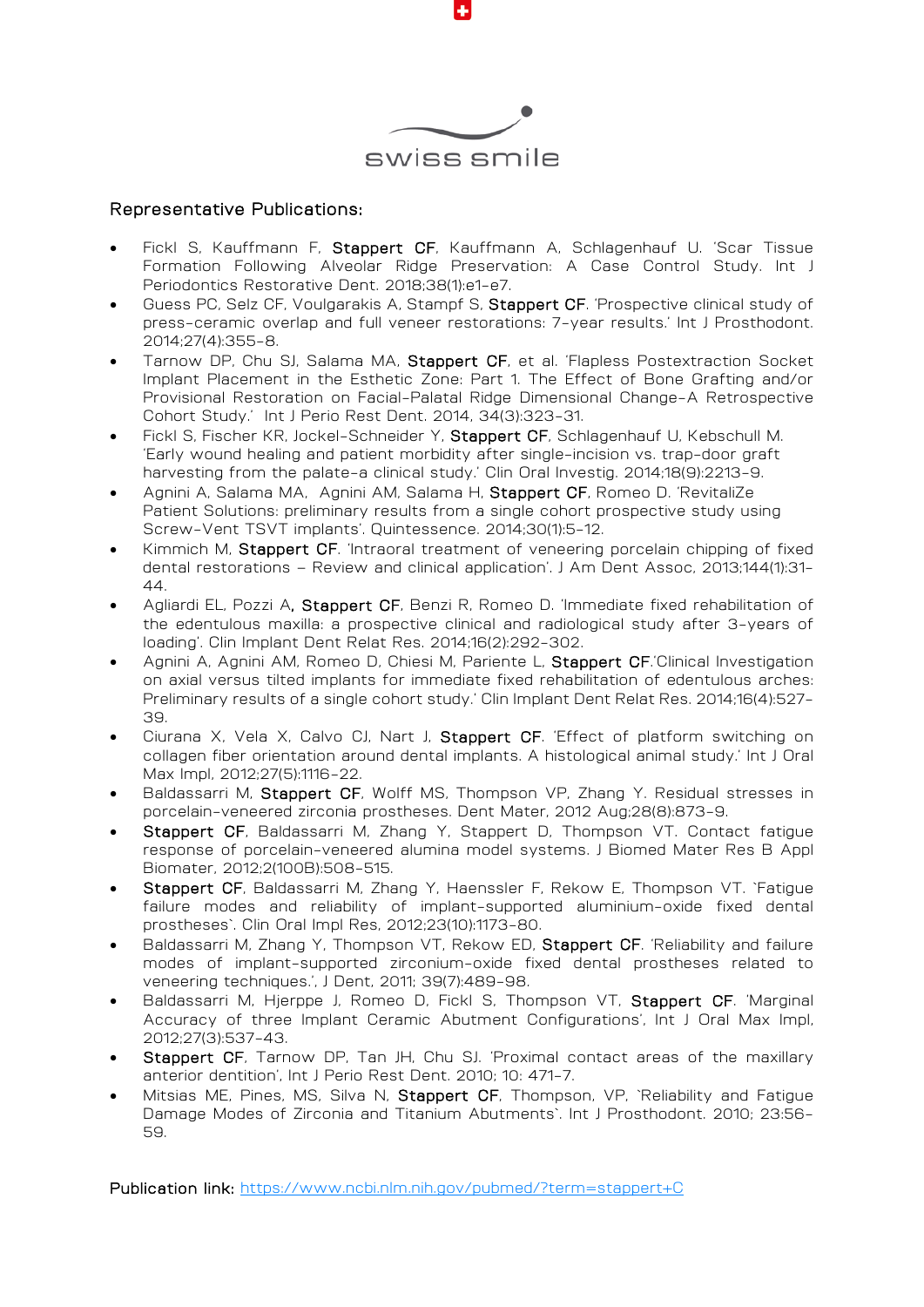## Representative Publications:

- Fickl S, Kauffmann F, **Stappert CF**, Kauffmann A, Schlagenhauf U. 'Scar Tissue Formation Following Alveolar Ridge Preservation: A Case Control Study. Int J Periodontics Restorative Dent. 2018;38(1):e1-e7.
- Guess PC, Selz CF, Voulgarakis A, Stampf S, **Stappert CF**. 'Prospective clinical study of press-ceramic overlap and full veneer restorations: 7-year results.' Int J Prosthodont. 2014;27(4):355-8.
- Tarnow DP, Chu SJ, Salama MA, **Stappert CF**, et al. 'Flapless Postextraction Socket Implant Placement in the Esthetic Zone: Part 1. The Effect of Bone Grafting and/or Provisional Restoration on Facial-Palatal Ridge Dimensional Change-A Retrospective Cohort Study.' Int J Perio Rest Dent. 2014, 34(3):323-31.
- Fickl S, Fischer KR, Jockel-Schneider Y, **Stappert CF**, Schlagenhauf U, Kebschull M. 'Early wound healing and patient morbidity after single-incision vs. trap-door graft harvesting from the palate-a clinical study.' Clin Oral Investig. 2014;18(9):2213-9.
- Agnini A, Salama MA, Agnini AM, Salama H, **Stappert CF**, Romeo D. 'RevitaliZe Patient Solutions: preliminary results from a single cohort prospective study using Screw-Vent TSVT implants'. Quintessence. 2014;30(1):5-12.
- Kimmich M, **Stappert CF**. 'Intraoral treatment of veneering porcelain chipping of fixed dental restorations – Review and clinical application'. J Am Dent Assoc, 2013;144(1):31-44.
- Agliardi EL, Pozzi A**, Stappert CF**, Benzi R, Romeo D. 'Immediate fixed rehabilitation of the edentulous maxilla: a prospective clinical and radiological study after 3-years of loading'. Clin Implant Dent Relat Res. 2014;16(2):292-302.
- Agnini A, Agnini AM, Romeo D, Chiesi M, Pariente L, **Stappert CF**.'Clinical Investigation on axial versus tilted implants for immediate fixed rehabilitation of edentulous arches: Preliminary results of a single cohort study.' Clin Implant Dent Relat Res. 2014;16(4):527-39.
- Ciurana X, Vela X, Calvo CJ, Nart J, **Stappert CF**. 'Effect of platform switching on collagen fiber orientation around dental implants. A histological animal study.' Int J Oral Max Impl, 2012;27(5):1116-22.
- Baldassarri M, **Stappert CF**, Wolff MS, Thompson VP, Zhang Y. Residual stresses in porcelain-veneered zirconia prostheses. Dent Mater, 2012 Aug;28(8):873-9.
- **Stappert CF**, Baldassarri M, Zhang Y, Stappert D, Thompson VT. Contact fatigue response of porcelain-veneered alumina model systems. J Biomed Mater Res B Appl Biomater, 2012;2(100B):508-515.
- **Stappert CF**, Baldassarri M, Zhang Y, Haenssler F, Rekow E, Thompson VT. 'Fatigue failure modes and reliability of implant-supported aluminium-oxide fixed dental prostheses'. Clin Oral Impl Res, 2012;23(10):1173-80.
- Baldassarri M, Zhang Y, Thompson VT, Rekow ED, **Stappert CF**. 'Reliability and failure modes of implant-supported zirconium-oxide fixed dental prostheses related to veneering techniques.', J Dent, 2011; 39(7):489-98.
- Baldassarri M, Hjerppe J, Romeo D, Fickl S, Thompson VT, **Stappert CF**. 'Marginal Accuracy of three Implant Ceramic Abutment Configurations', Int J Oral Max Impl, 2012;27(3):537-43.
- **Stappert CF**, Tarnow DP, Tan JH, Chu SJ. 'Proximal contact areas of the maxillary anterior dentition', Int J Perio Rest Dent. 2010; 10: 471-7.
- Mitsias ME, Pines, MS, Silva N, **Stappert CF**, Thompson, VP, 'Reliability and Fatigue Damage Modes of Zirconia and Titanium Abutments'. Int J Prosthodont. 2010; 23:56-59.

**Publication link:** https://www.ncbi.nlm.nih.gov/pubmed/?term=stappert+C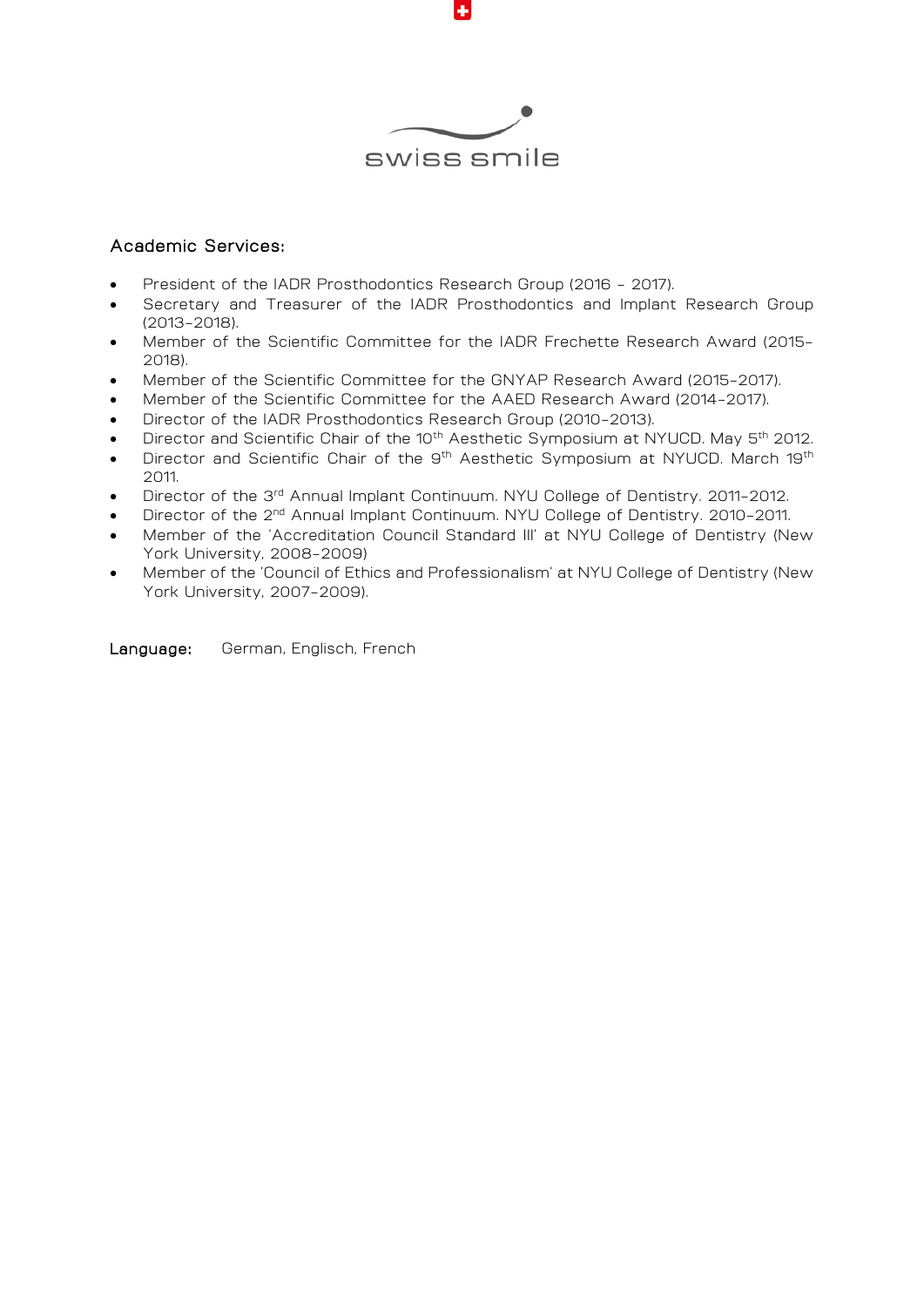## Academic Services:

- President of the IADR Prosthodontics Research Group (2016 – 2017).
- Secretary and Treasurer of the IADR Prosthodontics and Implant Research Group (2013-2018).
- Member of the Scientific Committee for the IADR Frechette Research Award (2015-2018).
- Member of the Scientific Committee for the GNYAP Research Award (2015-2017).
- Member of the Scientific Committee for the AAED Research Award (2014-2017).
- Director of the IADR Prosthodontics Research Group (2010-2013).
- Director and Scientific Chair of the 10th Aesthetic Symposium at NYUCD. May 5th 2012.
- Director and Scientific Chair of the 9th Aesthetic Symposium at NYUCD. March 19th 2011.
- Director of the 3rd Annual Implant Continuum. NYU College of Dentistry. 2011-2012.
- Director of the 2nd Annual Implant Continuum. NYU College of Dentistry. 2010-2011.
- Member of the 'Accreditation Council Standard III' at NYU College of Dentistry (New York University, 2008-2009)
- Member of the 'Council of Ethics and Professionalism' at NYU College of Dentistry (New York University, 2007-2009).

**Language:** German, Englisch, French